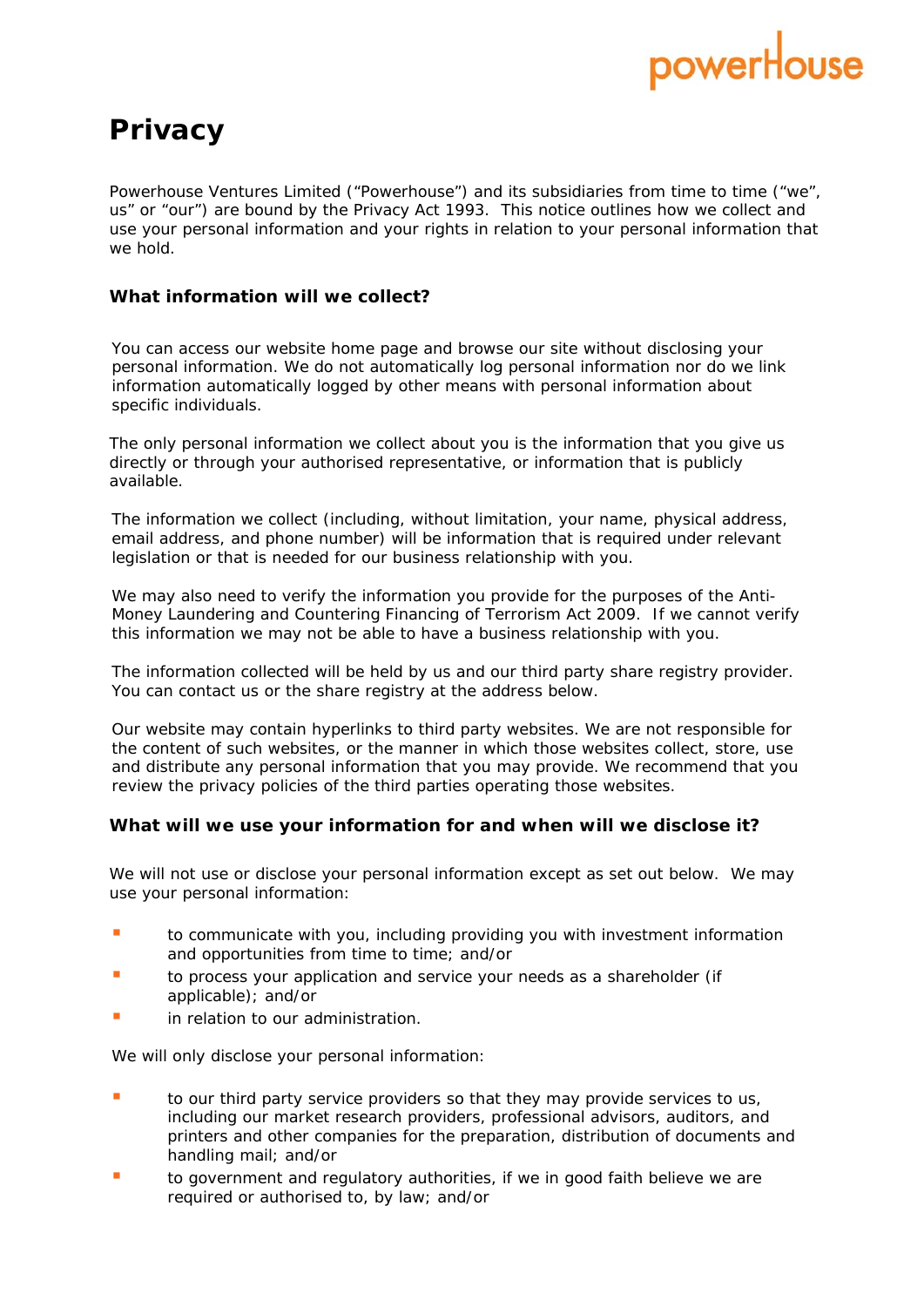# Privacy

Powerhouse Ventures Limited ("Powerhouse") and its subsidiaries from time to time ("we", us" or "our") are bound by the Privacy Act 1993. This notice outlines how we collect and use your personal information and your rights in relation to your personal information that we hold.

### What information will we collect?

You can access our website home page and browse our site without disclosing your personal information. We do not automatically log personal information nor do we link information automatically logged by other means with personal information about specific individuals.

The only personal information we collect about you is the information that you give us directly or through your authorised representative, or information that is publicly available.

The information we collect (including, without limitation, your name, physical address, email address, and phone number) will be information that is required under relevant legislation or that is needed for our business relationship with you.

We may also need to verify the information you provide for the purposes of the Anti-Money Laundering and Countering Financing of Terrorism Act 2009. If we cannot verify this information we may not be able to have a business relationship with you.

The information collected will be held by us and our third party share registry provider. You can contact us or the share registry at the address below.

Our website may contain hyperlinks to third party websites. We are not responsible for the content of such websites, or the manner in which those websites collect, store, use and distribute any personal information that you may provide. We recommend that you review the privacy policies of the third parties operating those websites.

### What will we use your information for and when will we disclose it?

We will not use or disclose your personal information except as set out below. We may use your personal information:

- to communicate with you, including providing you with investment information and opportunities from time to time; and/or
- to process your application and service your needs as a shareholder (if applicable); and/or
- in relation to our administration.

We will only disclose your personal information:

- to our third party service providers so that they may provide services to us, including our market research providers, professional advisors, auditors, and printers and other companies for the preparation, distribution of documents and handling mail; and/or
- to government and regulatory authorities, if we in good faith believe we are required or authorised to, by law; and/or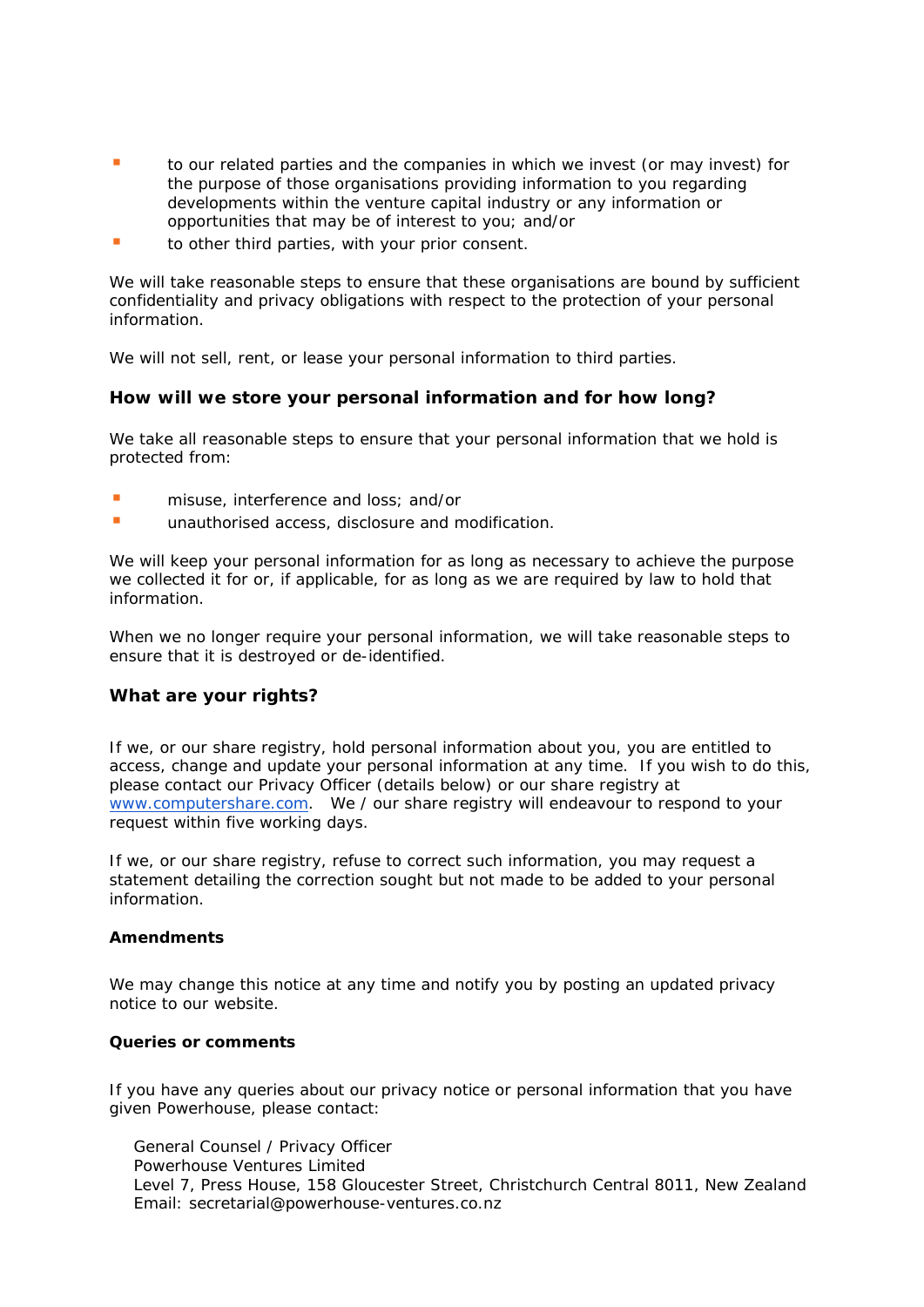- to our related parties and the companies in which we invest (or may invest) for the purpose of those organisations providing information to you regarding developments within the venture capital industry or any information or opportunities that may be of interest to you; and/or
- to other third parties, with your prior consent.

We will take reasonable steps to ensure that these organisations are bound by sufficient confidentiality and privacy obligations with respect to the protection of your personal information.

We will not sell, rent, or lease your personal information to third parties.

### How will we store your personal information and for how long?

We take all reasonable steps to ensure that your personal information that we hold is protected from:

- misuse, interference and loss; and/or
- unauthorised access, disclosure and modification.

We will keep your personal information for as long as necessary to achieve the purpose we collected it for or, if applicable, for as long as we are required by law to hold that information.

When we no longer require your personal information, we will take reasonable steps to ensure that it is destroyed or de-identified.

### What are your rights?

If we, or our share registry, hold personal information about you, you are entitled to access, change and update your personal information at any time. If you wish to do this, please contact our Privacy Officer (details below) or our share registry at [www.computershare.com](www.computershare.com). We / our share registry will endeavour to respond to your request within five working days.

If we, or our share registry, refuse to correct such information, you may request a statement detailing the correction sought but not made to be added to your personal information.

**Amendments**

We may change this notice at any time and notify you by posting an updated privacy notice to our website.

**Queries or comments**

If you have any queries about our privacy notice or personal information that you have given Powerhouse, please contact:

General Counsel / Privacy Officer
Powerhouse Ventures Limited
Level 7, Press House, 158 Gloucester Street, Christchurch Central 8011, New Zealand
Email: secretarial@powerhouse-ventures.co.nz